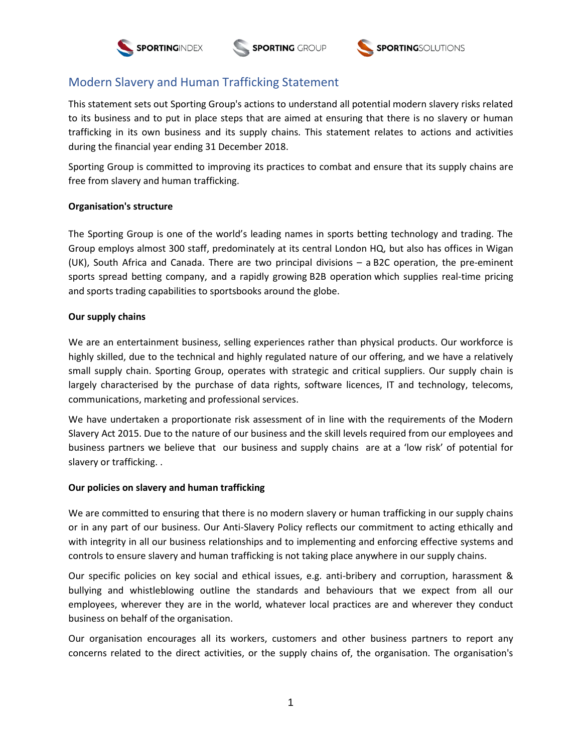SPORTINGINDEX SPORTING GROUP SPORTINGSOLUTIONS

# Modern Slavery and Human Trafficking Statement

This statement sets out Sporting Group's actions to understand all potential modern slavery risks related to its business and to put in place steps that are aimed at ensuring that there is no slavery or human trafficking in its own business and its supply chains. This statement relates to actions and activities during the financial year ending 31 December 2018.

Sporting Group is committed to improving its practices to combat and ensure that its supply chains are free from slavery and human trafficking.

**Organisation's structure**

The Sporting Group is one of the world's leading names in sports betting technology and trading. The Group employs almost 300 staff, predominately at its central London HQ, but also has offices in Wigan (UK), South Africa and Canada. There are two principal divisions – a B2C operation, the pre-eminent sports spread betting company, and a rapidly growing B2B operation which supplies real-time pricing and sports trading capabilities to sportsbooks around the globe.

**Our supply chains**

We are an entertainment business, selling experiences rather than physical products. Our workforce is highly skilled, due to the technical and highly regulated nature of our offering, and we have a relatively small supply chain. Sporting Group, operates with strategic and critical suppliers. Our supply chain is largely characterised by the purchase of data rights, software licences, IT and technology, telecoms, communications, marketing and professional services.

We have undertaken a proportionate risk assessment of in line with the requirements of the Modern Slavery Act 2015. Due to the nature of our business and the skill levels required from our employees and business partners we believe that our business and supply chains are at a 'low risk' of potential for slavery or trafficking. .

**Our policies on slavery and human trafficking**

We are committed to ensuring that there is no modern slavery or human trafficking in our supply chains or in any part of our business. Our Anti-Slavery Policy reflects our commitment to acting ethically and with integrity in all our business relationships and to implementing and enforcing effective systems and controls to ensure slavery and human trafficking is not taking place anywhere in our supply chains.

Our specific policies on key social and ethical issues, e.g. anti-bribery and corruption, harassment & bullying and whistleblowing outline the standards and behaviours that we expect from all our employees, wherever they are in the world, whatever local practices are and wherever they conduct business on behalf of the organisation.

Our organisation encourages all its workers, customers and other business partners to report any concerns related to the direct activities, or the supply chains of, the organisation. The organisation's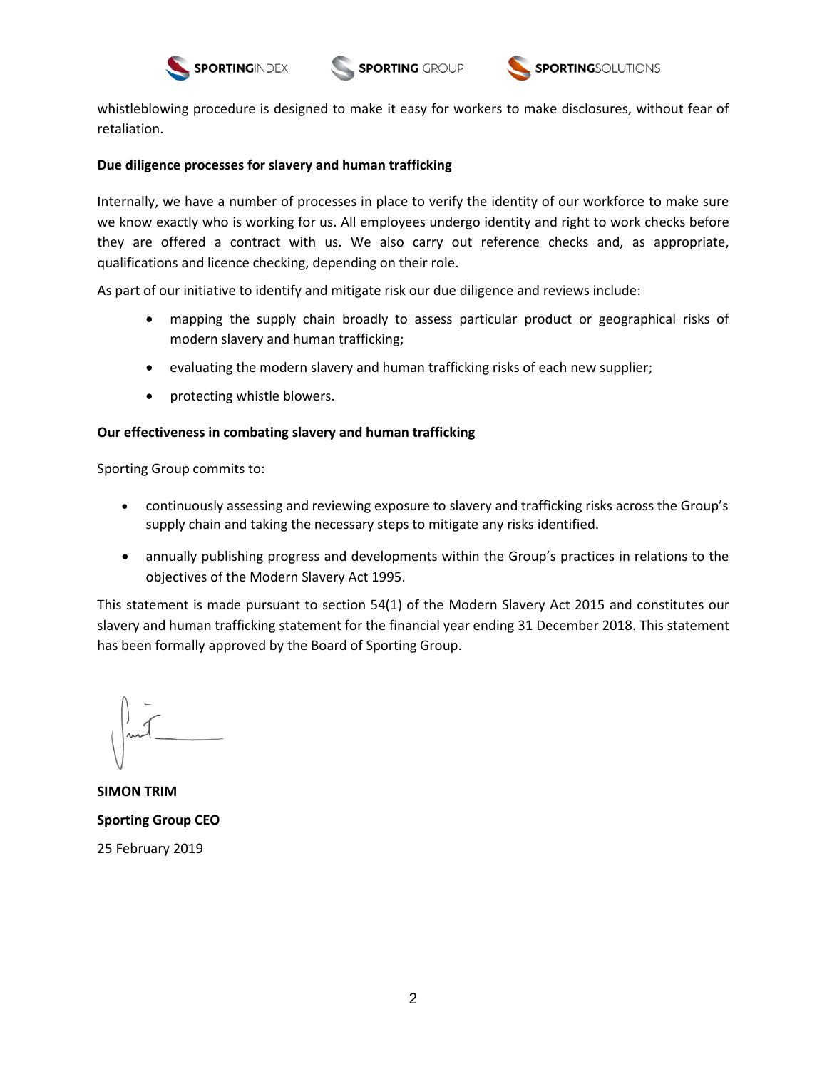whistleblowing procedure is designed to make it easy for workers to make disclosures, without fear of retaliation.

**Due diligence processes for slavery and human trafficking**

Internally, we have a number of processes in place to verify the identity of our workforce to make sure we know exactly who is working for us. All employees undergo identity and right to work checks before they are offered a contract with us. We also carry out reference checks and, as appropriate, qualifications and licence checking, depending on their role.

As part of our initiative to identify and mitigate risk our due diligence and reviews include:

- mapping the supply chain broadly to assess particular product or geographical risks of modern slavery and human trafficking;
- evaluating the modern slavery and human trafficking risks of each new supplier;
- protecting whistle blowers.

**Our effectiveness in combating slavery and human trafficking**

Sporting Group commits to:

- continuously assessing and reviewing exposure to slavery and trafficking risks across the Group's supply chain and taking the necessary steps to mitigate any risks identified.
- annually publishing progress and developments within the Group's practices in relations to the objectives of the Modern Slavery Act 1995.

This statement is made pursuant to section 54(1) of the Modern Slavery Act 2015 and constitutes our slavery and human trafficking statement for the financial year ending 31 December 2018. This statement has been formally approved by the Board of Sporting Group.

**SIMON TRIM**

**Sporting Group CEO**

25 February 2019